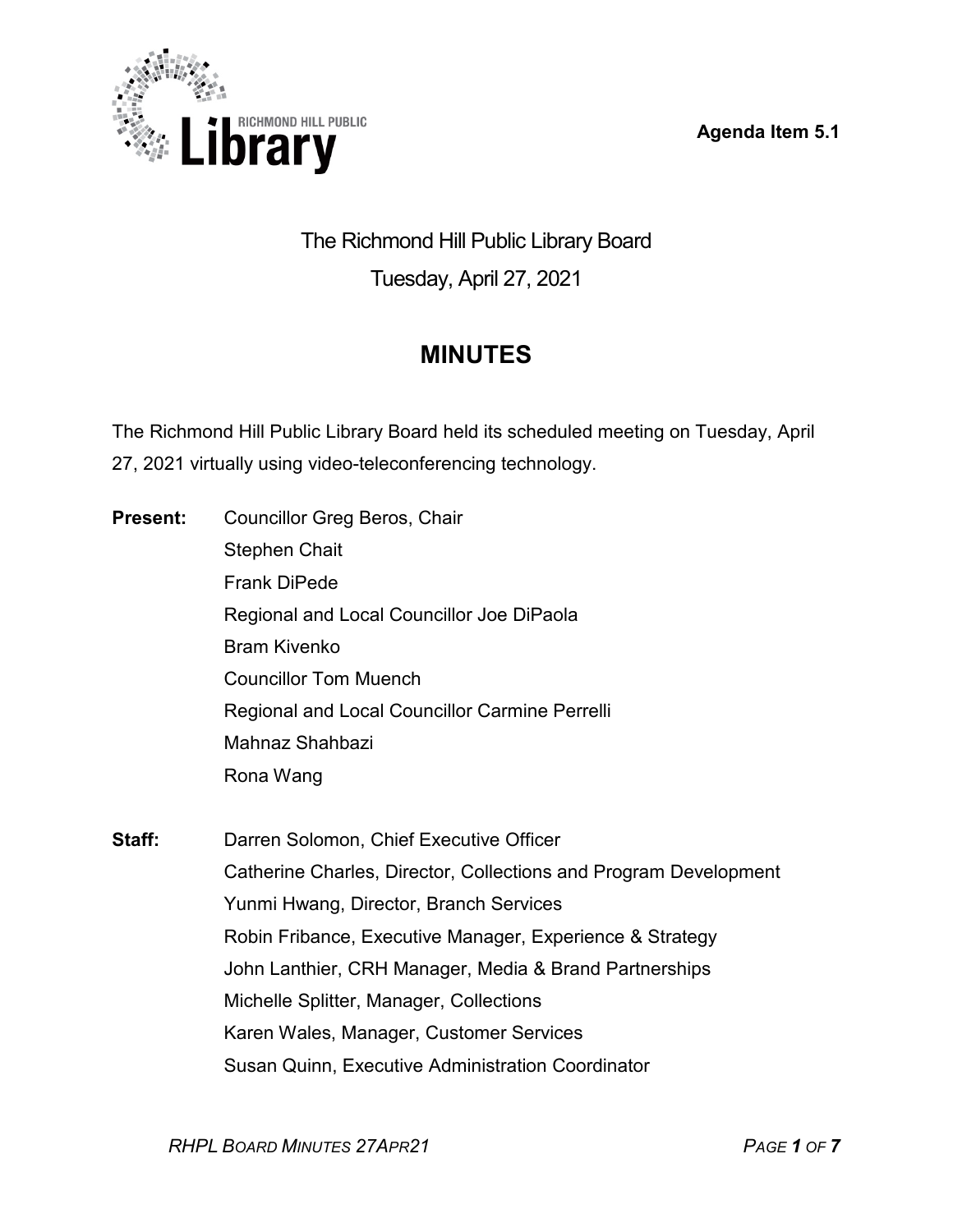Agenda Item 5.1

# The Richmond Hill Public Library Board

Tuesday, April 27, 2021

## MINUTES

The Richmond Hill Public Library Board held its scheduled meeting on Tuesday, April 27, 2021 virtually using video-teleconferencing technology.

**Present:**
Councillor Greg Beros, Chair
Stephen Chait
Frank DiPede
Regional and Local Councillor Joe DiPaola
Bram Kivenko
Councillor Tom Muench
Regional and Local Councillor Carmine Perrelli
Mahnaz Shahbazi
Rona Wang

**Staff:**
Darren Solomon, Chief Executive Officer
Catherine Charles, Director, Collections and Program Development
Yunmi Hwang, Director, Branch Services
Robin Fribance, Executive Manager, Experience & Strategy
John Lanthier, CRH Manager, Media & Brand Partnerships
Michelle Splitter, Manager, Collections
Karen Wales, Manager, Customer Services
Susan Quinn, Executive Administration Coordinator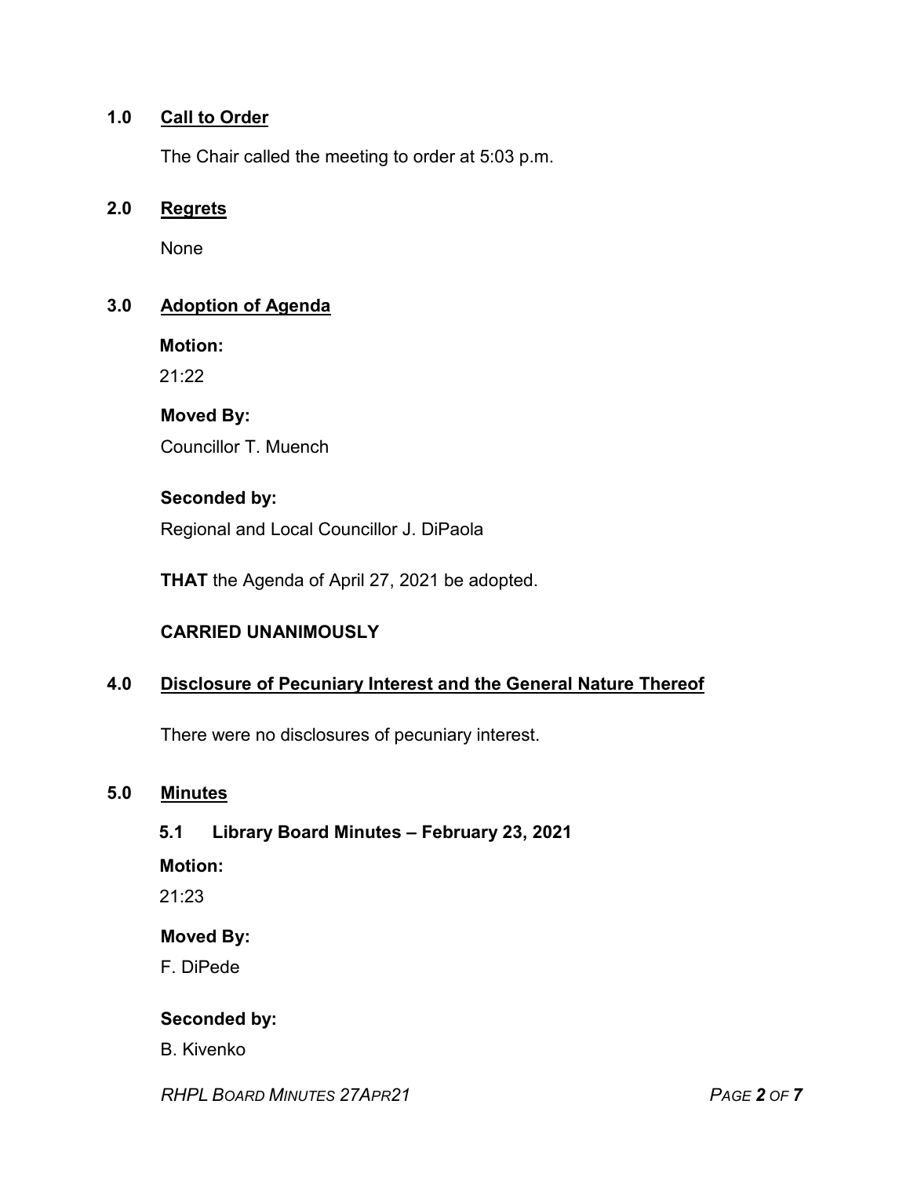## 1.0 Call to Order

The Chair called the meeting to order at 5:03 p.m.

## 2.0 Regrets

None

## 3.0 Adoption of Agenda

**Motion:**

21:22

**Moved By:**

Councillor T. Muench

**Seconded by:**

Regional and Local Councillor J. DiPaola

**THAT** the Agenda of April 27, 2021 be adopted.

**CARRIED UNANIMOUSLY**

## 4.0 Disclosure of Pecuniary Interest and the General Nature Thereof

There were no disclosures of pecuniary interest.

## 5.0 Minutes

### 5.1 Library Board Minutes – February 23, 2021

**Motion:**

21:23

**Moved By:**

F. DiPede

**Seconded by:**

B. Kivenko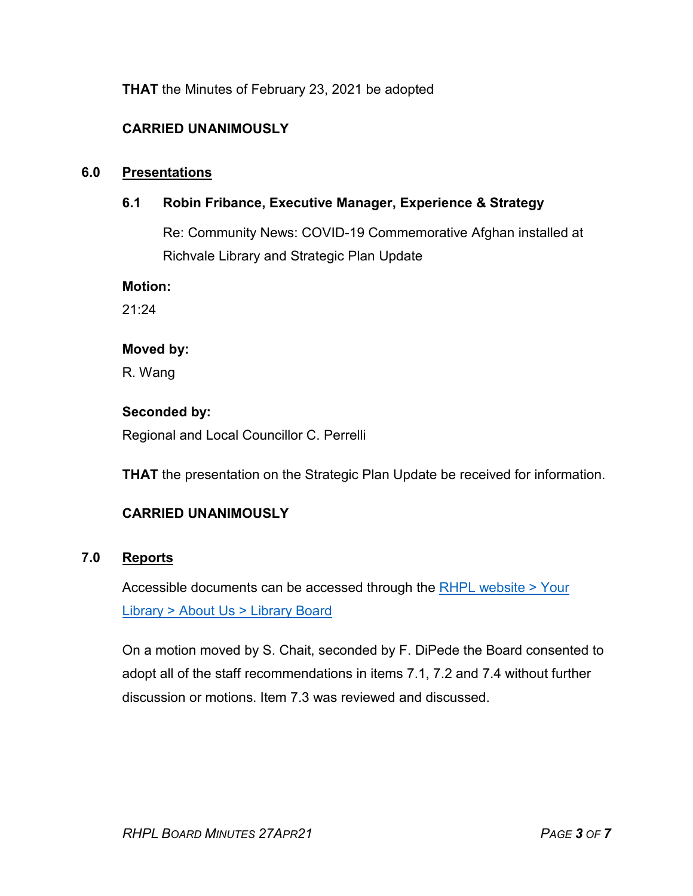**THAT** the Minutes of February 23, 2021 be adopted

**CARRIED UNANIMOUSLY**

## 6.0 Presentations

### 6.1 Robin Fribance, Executive Manager, Experience & Strategy

Re: Community News: COVID-19 Commemorative Afghan installed at Richvale Library and Strategic Plan Update

**Motion:**
21:24

**Moved by:**
R. Wang

**Seconded by:**
Regional and Local Councillor C. Perrelli

**THAT** the presentation on the Strategic Plan Update be received for information.

**CARRIED UNANIMOUSLY**

## 7.0 Reports

Accessible documents can be accessed through the [RHPL website > Your Library > About Us > Library Board]()

On a motion moved by S. Chait, seconded by F. DiPede the Board consented to adopt all of the staff recommendations in items 7.1, 7.2 and 7.4 without further discussion or motions. Item 7.3 was reviewed and discussed.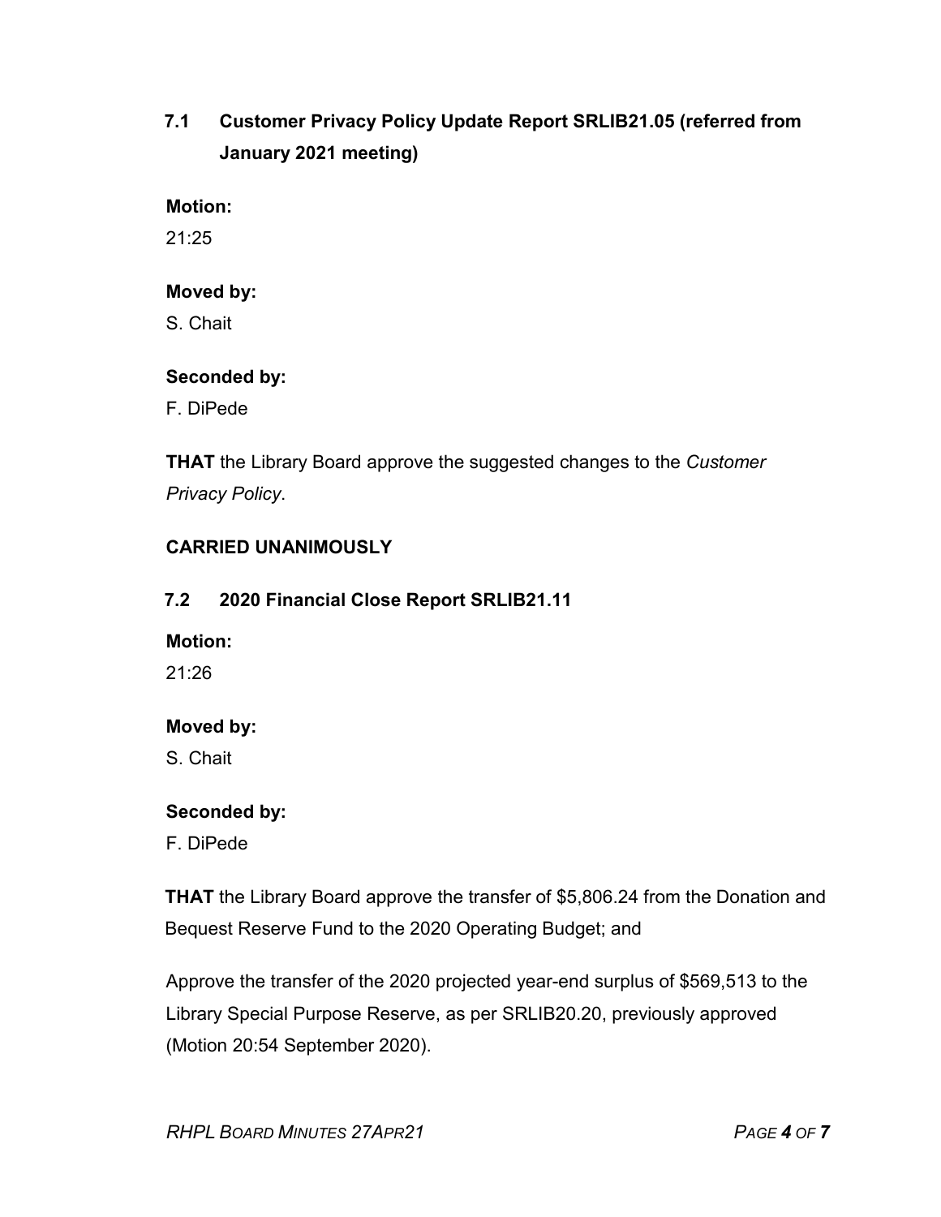### 7.1 Customer Privacy Policy Update Report SRLIB21.05 (referred from January 2021 meeting)

**Motion:**

21:25

**Moved by:**

S. Chait

**Seconded by:**

F. DiPede

**THAT** the Library Board approve the suggested changes to the *Customer Privacy Policy*.

**CARRIED UNANIMOUSLY**

### 7.2 2020 Financial Close Report SRLIB21.11

**Motion:**

21:26

**Moved by:**

S. Chait

**Seconded by:**

F. DiPede

**THAT** the Library Board approve the transfer of $5,806.24 from the Donation and Bequest Reserve Fund to the 2020 Operating Budget; and

Approve the transfer of the 2020 projected year-end surplus of $569,513 to the Library Special Purpose Reserve, as per SRLIB20.20, previously approved (Motion 20:54 September 2020).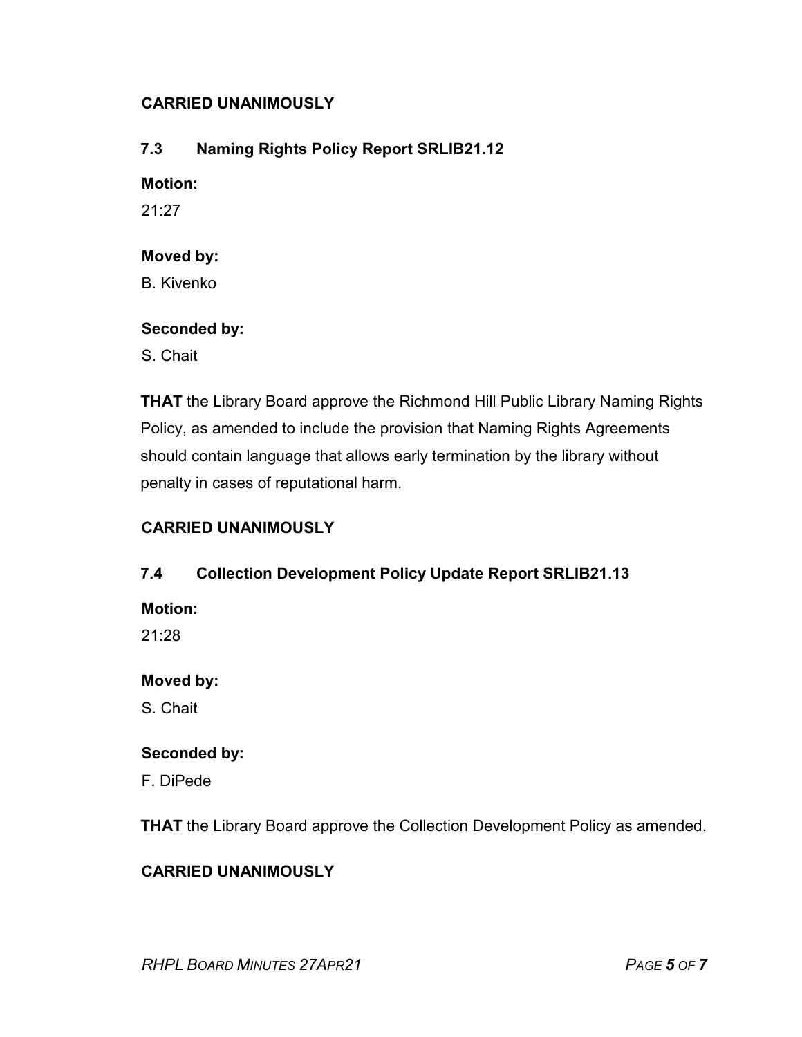**CARRIED UNANIMOUSLY**

### 7.3 Naming Rights Policy Report SRLIB21.12

**Motion:**

21:27

**Moved by:**

B. Kivenko

**Seconded by:**

S. Chait

**THAT** the Library Board approve the Richmond Hill Public Library Naming Rights Policy, as amended to include the provision that Naming Rights Agreements should contain language that allows early termination by the library without penalty in cases of reputational harm.

**CARRIED UNANIMOUSLY**

### 7.4 Collection Development Policy Update Report SRLIB21.13

**Motion:**

21:28

**Moved by:**

S. Chait

**Seconded by:**

F. DiPede

**THAT** the Library Board approve the Collection Development Policy as amended.

**CARRIED UNANIMOUSLY**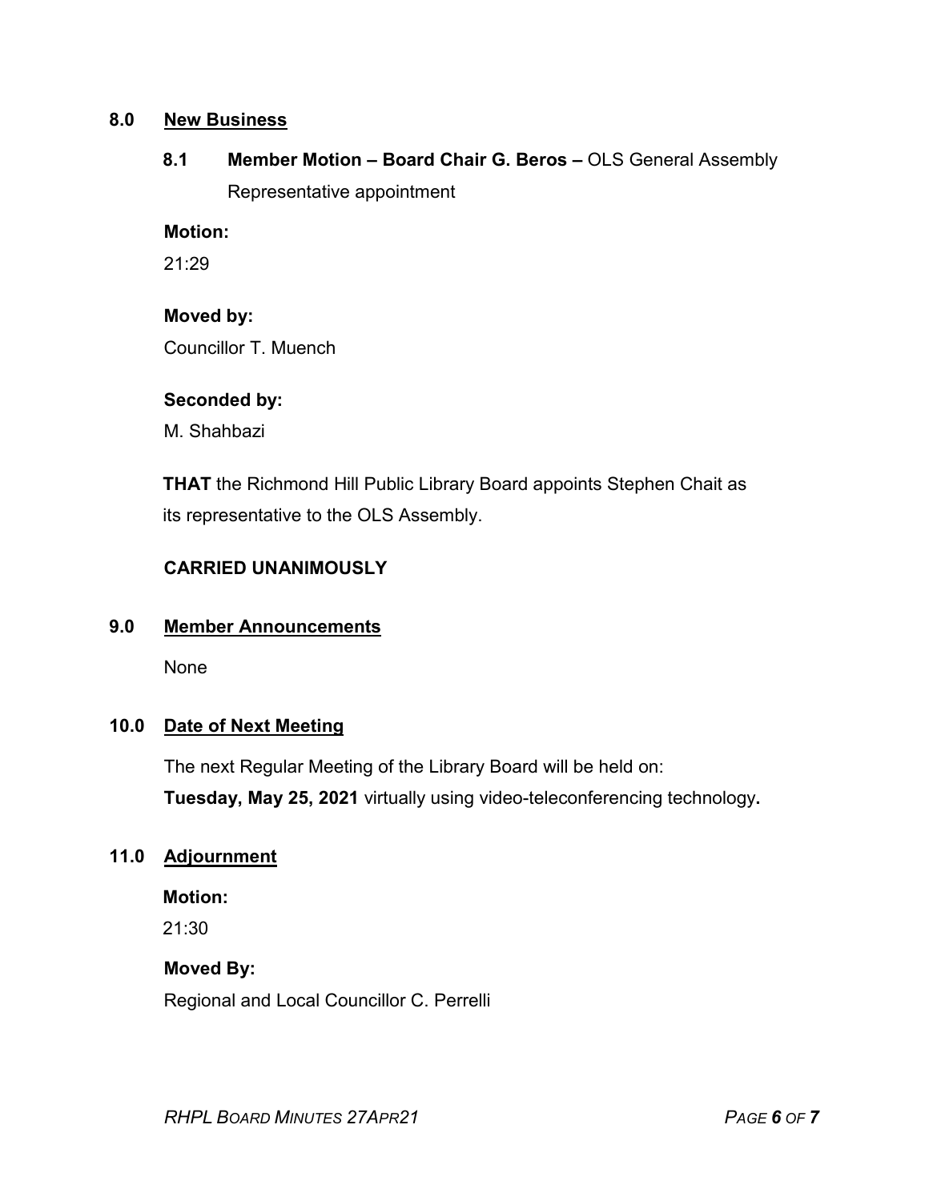## 8.0 New Business

### 8.1 Member Motion – Board Chair G. Beros – OLS General Assembly Representative appointment

**Motion:**

21:29

**Moved by:**

Councillor T. Muench

**Seconded by:**

M. Shahbazi

**THAT** the Richmond Hill Public Library Board appoints Stephen Chait as its representative to the OLS Assembly.

**CARRIED UNANIMOUSLY**

## 9.0 Member Announcements

None

## 10.0 Date of Next Meeting

The next Regular Meeting of the Library Board will be held on:
**Tuesday, May 25, 2021** virtually using video-teleconferencing technology**.**

## 11.0 Adjournment

**Motion:**

21:30

**Moved By:**

Regional and Local Councillor C. Perrelli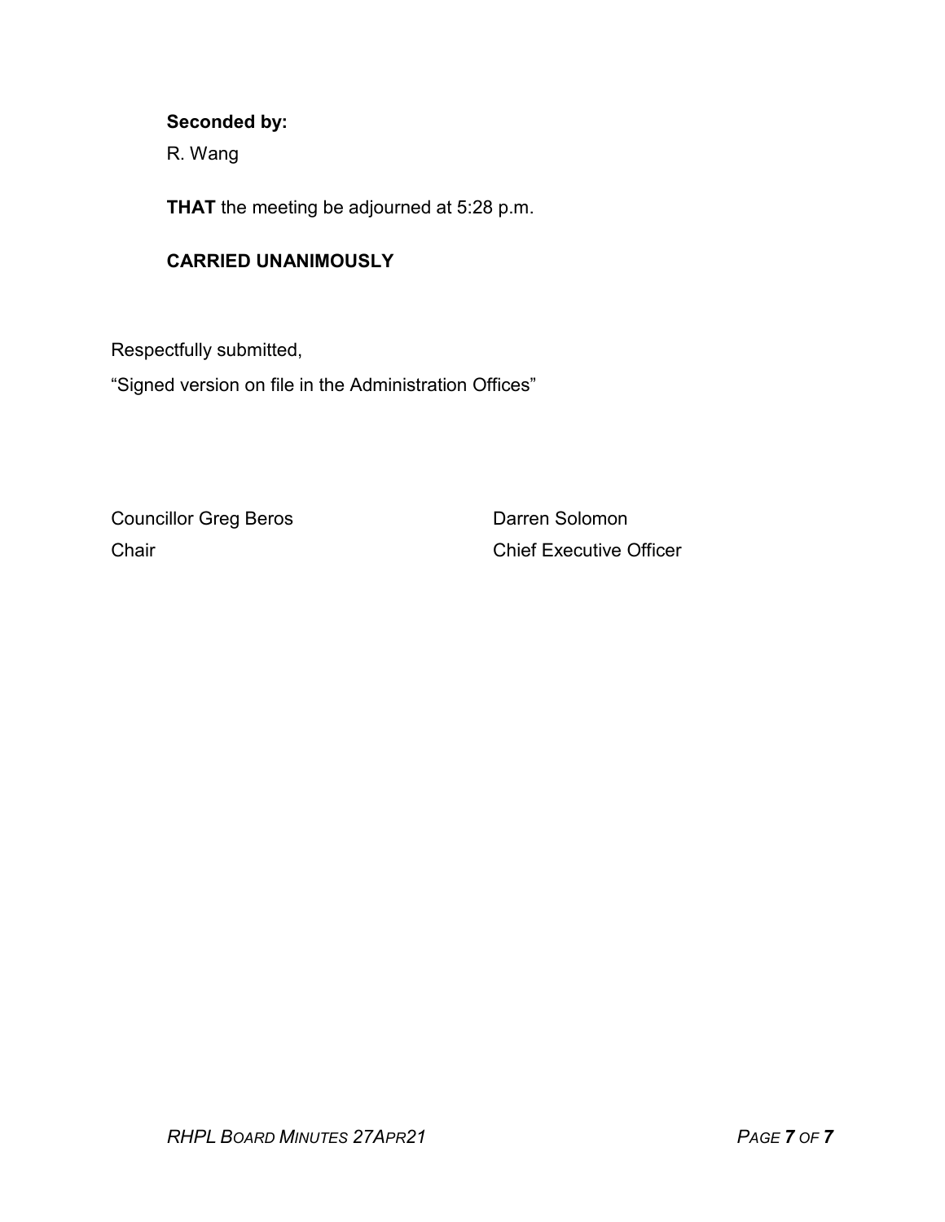**Seconded by:**

R. Wang

**THAT** the meeting be adjourned at 5:28 p.m.

**CARRIED UNANIMOUSLY**

Respectfully submitted,

“Signed version on file in the Administration Offices”

Councillor Greg Beros
Chair

Darren Solomon
Chief Executive Officer